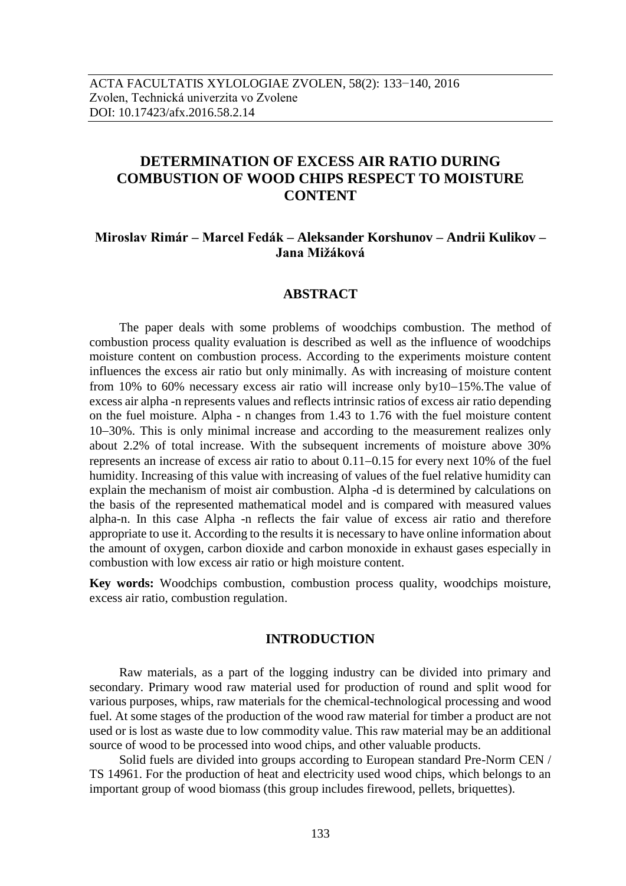ACTA FACULTATIS XYLOLOGIAE ZVOLEN, 58(2): 133−140, 2016
Zvolen, Technická univerzita vo Zvolene
DOI: 10.17423/afx.2016.58.2.14

# DETERMINATION OF EXCESS AIR RATIO DURING COMBUSTION OF WOOD CHIPS RESPECT TO MOISTURE CONTENT

**Miroslav Rimár – Marcel Fedák – Aleksander Korshunov – Andrii Kulikov – Jana Mižáková**

## ABSTRACT

The paper deals with some problems of woodchips combustion. The method of combustion process quality evaluation is described as well as the influence of woodchips moisture content on combustion process. According to the experiments moisture content influences the excess air ratio but only minimally. As with increasing of moisture content from 10% to 60% necessary excess air ratio will increase only by10−15%.The value of excess air alpha -n represents values and reflects intrinsic ratios of excess air ratio depending on the fuel moisture. Alpha - n changes from 1.43 to 1.76 with the fuel moisture content 10−30%. This is only minimal increase and according to the measurement realizes only about 2.2% of total increase. With the subsequent increments of moisture above 30% represents an increase of excess air ratio to about 0.11−0.15 for every next 10% of the fuel humidity. Increasing of this value with increasing of values of the fuel relative humidity can explain the mechanism of moist air combustion. Alpha -d is determined by calculations on the basis of the represented mathematical model and is compared with measured values alpha-n. In this case Alpha -n reflects the fair value of excess air ratio and therefore appropriate to use it. According to the results it is necessary to have online information about the amount of oxygen, carbon dioxide and carbon monoxide in exhaust gases especially in combustion with low excess air ratio or high moisture content.

**Key words:** Woodchips combustion, combustion process quality, woodchips moisture, excess air ratio, combustion regulation.

## INTRODUCTION

Raw materials, as a part of the logging industry can be divided into primary and secondary. Primary wood raw material used for production of round and split wood for various purposes, whips, raw materials for the chemical-technological processing and wood fuel. At some stages of the production of the wood raw material for timber a product are not used or is lost as waste due to low commodity value. This raw material may be an additional source of wood to be processed into wood chips, and other valuable products.

Solid fuels are divided into groups according to European standard Pre-Norm CEN / TS 14961. For the production of heat and electricity used wood chips, which belongs to an important group of wood biomass (this group includes firewood, pellets, briquettes).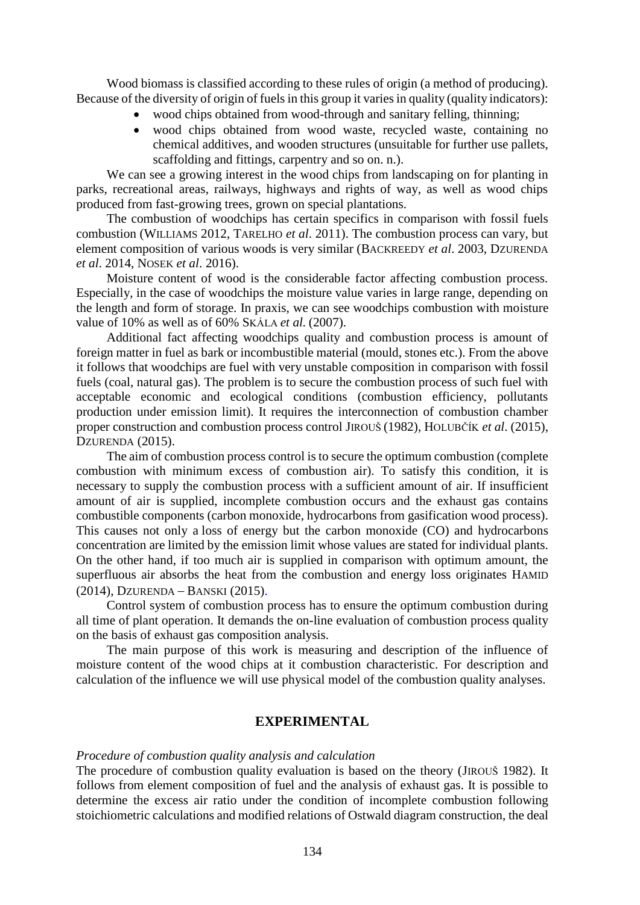Wood biomass is classified according to these rules of origin (a method of producing). Because of the diversity of origin of fuels in this group it varies in quality (quality indicators):

- wood chips obtained from wood-through and sanitary felling, thinning;
- wood chips obtained from wood waste, recycled waste, containing no chemical additives, and wooden structures (unsuitable for further use pallets, scaffolding and fittings, carpentry and so on. n.).

We can see a growing interest in the wood chips from landscaping on for planting in parks, recreational areas, railways, highways and rights of way, as well as wood chips produced from fast-growing trees, grown on special plantations.

The combustion of woodchips has certain specifics in comparison with fossil fuels combustion (WILLIAMS 2012, TARELHO *et al*. 2011). The combustion process can vary, but element composition of various woods is very similar (BACKREEDY *et al*. 2003, DZURENDA *et al*. 2014, NOSEK *et al*. 2016).

Moisture content of wood is the considerable factor affecting combustion process. Especially, in the case of woodchips the moisture value varies in large range, depending on the length and form of storage. In praxis, we can see woodchips combustion with moisture value of 10% as well as of 60% SKÁLA *et al.* (2007).

Additional fact affecting woodchips quality and combustion process is amount of foreign matter in fuel as bark or incombustible material (mould, stones etc.). From the above it follows that woodchips are fuel with very unstable composition in comparison with fossil fuels (coal, natural gas). The problem is to secure the combustion process of such fuel with acceptable economic and ecological conditions (combustion efficiency, pollutants production under emission limit). It requires the interconnection of combustion chamber proper construction and combustion process control JIROUŠ (1982), HOLUBČÍK *et al*. (2015), DZURENDA (2015).

The aim of combustion process control is to secure the optimum combustion (complete combustion with minimum excess of combustion air). To satisfy this condition, it is necessary to supply the combustion process with a sufficient amount of air. If insufficient amount of air is supplied, incomplete combustion occurs and the exhaust gas contains combustible components (carbon monoxide, hydrocarbons from gasification wood process). This causes not only a loss of energy but the carbon monoxide (CO) and hydrocarbons concentration are limited by the emission limit whose values are stated for individual plants. On the other hand, if too much air is supplied in comparison with optimum amount, the superfluous air absorbs the heat from the combustion and energy loss originates HAMID (2014), DZURENDA – BANSKI (2015).

Control system of combustion process has to ensure the optimum combustion during all time of plant operation. It demands the on-line evaluation of combustion process quality on the basis of exhaust gas composition analysis.

The main purpose of this work is measuring and description of the influence of moisture content of the wood chips at it combustion characteristic. For description and calculation of the influence we will use physical model of the combustion quality analyses.

## EXPERIMENTAL

*Procedure of combustion quality analysis and calculation*

The procedure of combustion quality evaluation is based on the theory (JIROUŠ 1982). It follows from element composition of fuel and the analysis of exhaust gas. It is possible to determine the excess air ratio under the condition of incomplete combustion following stoichiometric calculations and modified relations of Ostwald diagram construction, the deal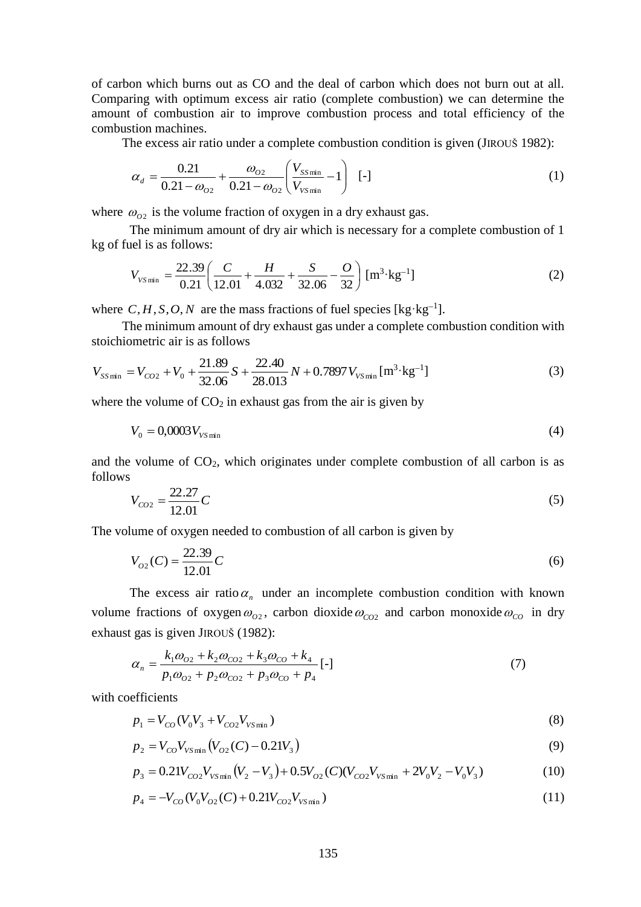of carbon which burns out as CO and the deal of carbon which does not burn out at all. Comparing with optimum excess air ratio (complete combustion) we can determine the amount of combustion air to improve combustion process and total efficiency of the combustion machines.

The excess air ratio under a complete combustion condition is given (JIROUŠ 1982):

$$\alpha_d = \frac{0.21}{0.21 - \omega_{O2}} + \frac{\omega_{O2}}{0.21 - \omega_{O2}} \left( \frac{V_{SS\min}}{V_{VS\min}} - 1 \right) \quad [\text{-}] \tag{1}$$

where $\omega_{O2}$ is the volume fraction of oxygen in a dry exhaust gas.

The minimum amount of dry air which is necessary for a complete combustion of 1 kg of fuel is as follows:

$$V_{VS\min} = \frac{22.39}{0.21} \left( \frac{C}{12.01} + \frac{H}{4.032} + \frac{S}{32.06} - \frac{O}{32} \right) \; [\text{m}^3 \cdot \text{kg}^{-1}] \tag{2}$$

where $C, H, S, O, N$ are the mass fractions of fuel species [kg·kg$^{-1}$].

The minimum amount of dry exhaust gas under a complete combustion condition with stoichiometric air is as follows

$$V_{SS\min} = V_{CO2} + V_0 + \frac{21.89}{32.06} S + \frac{22.40}{28.013} N + 0.7897 V_{VS\min} \; [\text{m}^3 \cdot \text{kg}^{-1}] \tag{3}$$

where the volume of $CO_2$ in exhaust gas from the air is given by

$$V_0 = 0{,}0003 V_{VS\min} \tag{4}$$

and the volume of $CO_2$, which originates under complete combustion of all carbon is as follows

$$V_{CO2} = \frac{22.27}{12.01} C \tag{5}$$

The volume of oxygen needed to combustion of all carbon is given by

$$V_{O2}(C) = \frac{22.39}{12.01} C \tag{6}$$

The excess air ratio $\alpha_n$ under an incomplete combustion condition with known volume fractions of oxygen $\omega_{O2}$, carbon dioxide $\omega_{CO2}$ and carbon monoxide $\omega_{CO}$ in dry exhaust gas is given JIROUŠ (1982):

$$\alpha_n = \frac{k_1 \omega_{O2} + k_2 \omega_{CO2} + k_3 \omega_{CO} + k_4}{p_1 \omega_{O2} + p_2 \omega_{CO2} + p_3 \omega_{CO} + p_4} \; [\text{-}] \tag{7}$$

with coefficients

$$p_1 = V_{CO} (V_0 V_3 + V_{CO2} V_{VS\min}) \tag{8}$$

$$p_2 = V_{CO} V_{VS\min} \left( V_{O2}(C) - 0.21 V_3 \right) \tag{9}$$

$$p_3 = 0.21 V_{CO2} V_{VS\min} \left( V_2 - V_3 \right) + 0.5 V_{O2}(C) (V_{CO2} V_{VS\min} + 2 V_0 V_2 - V_0 V_3) \tag{10}$$

$$p_4 = -V_{CO} (V_0 V_{O2}(C) + 0.21 V_{CO2} V_{VS\min}) \tag{11}$$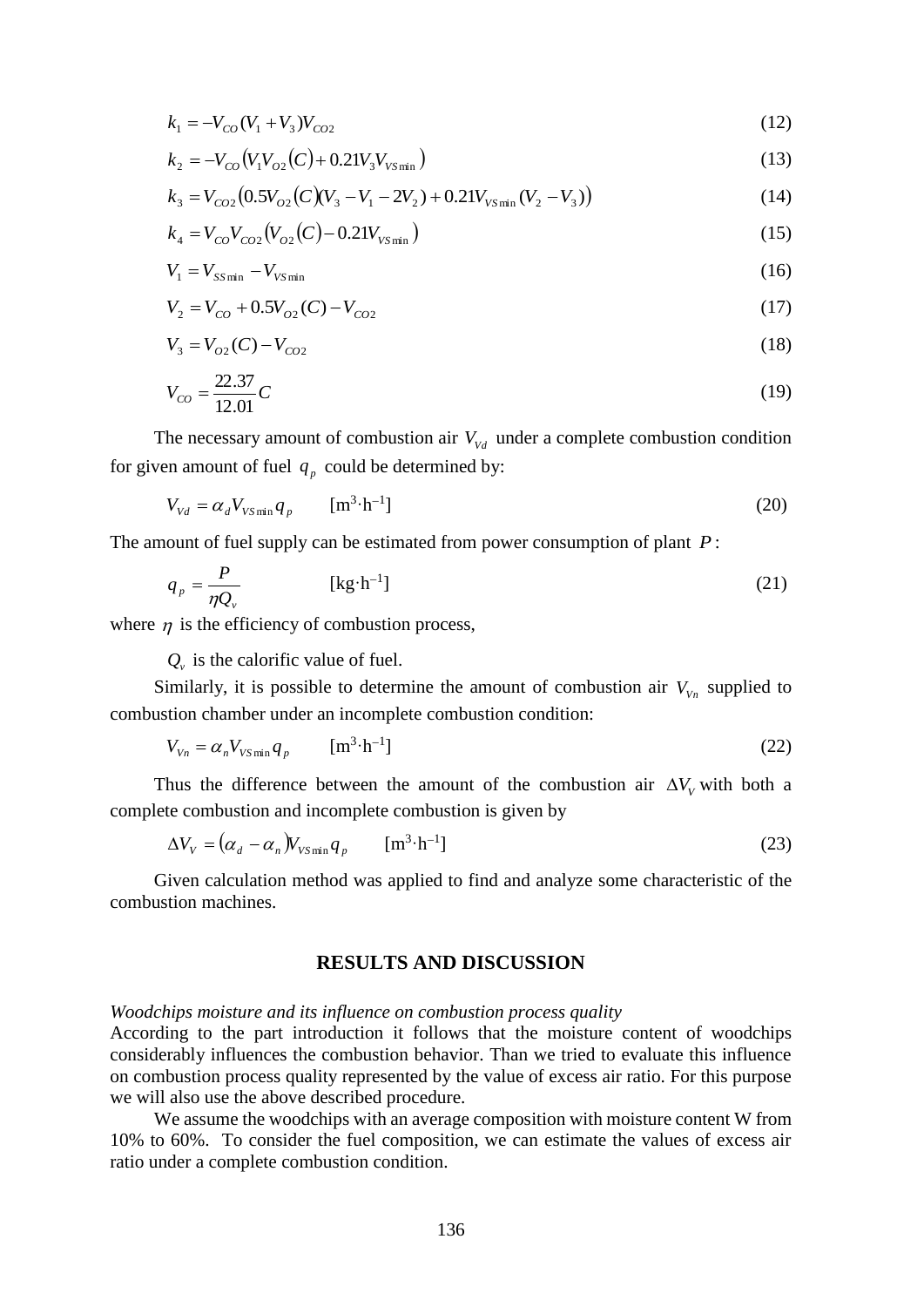$$k_1 = -V_{CO}(V_1 + V_3)V_{CO2} \tag{12}$$

$$k_2 = -V_{CO}\left(V_1 V_{O2}(C) + 0.21 V_3 V_{VS\min}\right) \tag{13}$$

$$k_3 = V_{CO2}\left(0.5 V_{O2}(C)(V_3 - V_1 - 2V_2) + 0.21 V_{VS\min}(V_2 - V_3)\right) \tag{14}$$

$$k_4 = V_{CO} V_{CO2}\left(V_{O2}(C) - 0.21 V_{VS\min}\right) \tag{15}$$

$$V_1 = V_{SS\min} - V_{VS\min} \tag{16}$$

$$V_2 = V_{CO} + 0.5 V_{O2}(C) - V_{CO2} \tag{17}$$

$$V_3 = V_{O2}(C) - V_{CO2} \tag{18}$$

$$V_{CO} = \frac{22.37}{12.01} C \tag{19}$$

The necessary amount of combustion air $V_{Vd}$ under a complete combustion condition for given amount of fuel $q_p$ could be determined by:

$$V_{Vd} = \alpha_d V_{VS\min} q_p \qquad [\mathrm{m^3 \cdot h^{-1}}] \tag{20}$$

The amount of fuel supply can be estimated from power consumption of plant $P$:

$$q_p = \frac{P}{\eta Q_v} \qquad [\mathrm{kg \cdot h^{-1}}] \tag{21}$$

where $\eta$ is the efficiency of combustion process,

$Q_v$ is the calorific value of fuel.

Similarly, it is possible to determine the amount of combustion air $V_{Vn}$ supplied to combustion chamber under an incomplete combustion condition:

$$V_{Vn} = \alpha_n V_{VS\min} q_p \qquad [\mathrm{m^3 \cdot h^{-1}}] \tag{22}$$

Thus the difference between the amount of the combustion air $\Delta V_V$ with both a complete combustion and incomplete combustion is given by

$$\Delta V_V = (\alpha_d - \alpha_n) V_{VS\min} q_p \qquad [\mathrm{m^3 \cdot h^{-1}}] \tag{23}$$

Given calculation method was applied to find and analyze some characteristic of the combustion machines.

## RESULTS AND DISCUSSION

*Woodchips moisture and its influence on combustion process quality*

According to the part introduction it follows that the moisture content of woodchips considerably influences the combustion behavior. Than we tried to evaluate this influence on combustion process quality represented by the value of excess air ratio. For this purpose we will also use the above described procedure.

We assume the woodchips with an average composition with moisture content W from 10% to 60%. To consider the fuel composition, we can estimate the values of excess air ratio under a complete combustion condition.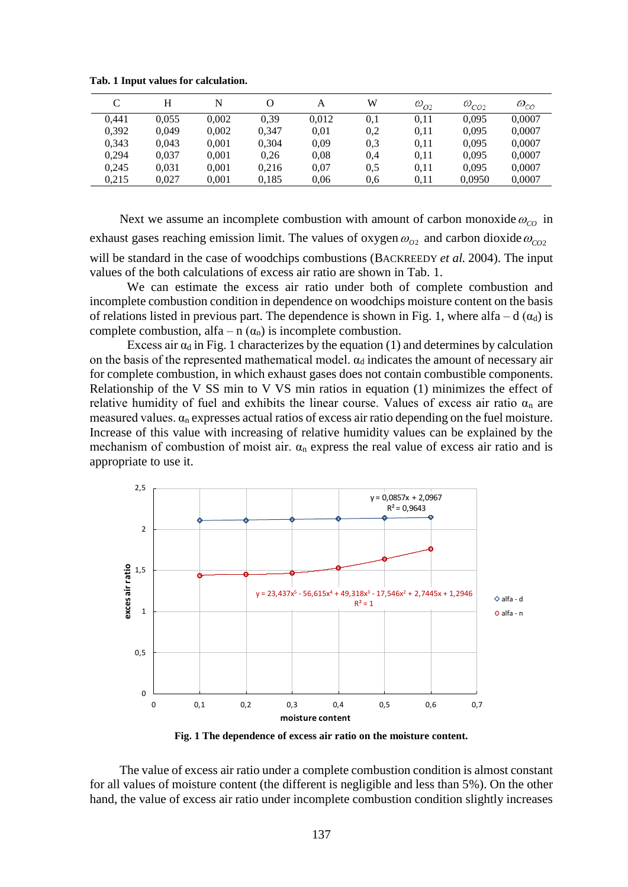**Tab. 1 Input values for calculation.**

| C | H | N | O | A | W | $\omega_{O2}$ | $\omega_{CO2}$ | $\omega_{CO}$ |
|---|---|---|---|---|---|---|---|---|
| 0,441 | 0,055 | 0,002 | 0,39 | 0,012 | 0,1 | 0,11 | 0,095 | 0,0007 |
| 0,392 | 0,049 | 0,002 | 0,347 | 0,01 | 0,2 | 0,11 | 0,095 | 0,0007 |
| 0,343 | 0,043 | 0,001 | 0,304 | 0,09 | 0,3 | 0,11 | 0,095 | 0,0007 |
| 0,294 | 0,037 | 0,001 | 0,26 | 0,08 | 0,4 | 0,11 | 0,095 | 0,0007 |
| 0,245 | 0,031 | 0,001 | 0,216 | 0,07 | 0,5 | 0,11 | 0,095 | 0,0007 |
| 0,215 | 0,027 | 0,001 | 0,185 | 0,06 | 0,6 | 0,11 | 0,0950 | 0,0007 |

Next we assume an incomplete combustion with amount of carbon monoxide $\omega_{CO}$ in exhaust gases reaching emission limit. The values of oxygen $\omega_{O2}$ and carbon dioxide $\omega_{CO2}$ will be standard in the case of woodchips combustions (BACKREEDY *et al.* 2004). The input values of the both calculations of excess air ratio are shown in Tab. 1.

We can estimate the excess air ratio under both of complete combustion and incomplete combustion condition in dependence on woodchips moisture content on the basis of relations listed in previous part. The dependence is shown in Fig. 1, where alfa – d ($\alpha_d$) is complete combustion, alfa – n ($\alpha_n$) is incomplete combustion.

Excess air $\alpha_d$ in Fig. 1 characterizes by the equation (1) and determines by calculation on the basis of the represented mathematical model. $\alpha_d$ indicates the amount of necessary air for complete combustion, in which exhaust gases does not contain combustible components. Relationship of the V SS min to V VS min ratios in equation (1) minimizes the effect of relative humidity of fuel and exhibits the linear course. Values of excess air ratio $\alpha_n$ are measured values. $\alpha_n$ expresses actual ratios of excess air ratio depending on the fuel moisture. Increase of this value with increasing of relative humidity values can be explained by the mechanism of combustion of moist air. $\alpha_n$ express the real value of excess air ratio and is appropriate to use it.

**Fig. 1 The dependence of excess air ratio on the moisture content.**

The value of excess air ratio under a complete combustion condition is almost constant for all values of moisture content (the different is negligible and less than 5%). On the other hand, the value of excess air ratio under incomplete combustion condition slightly increases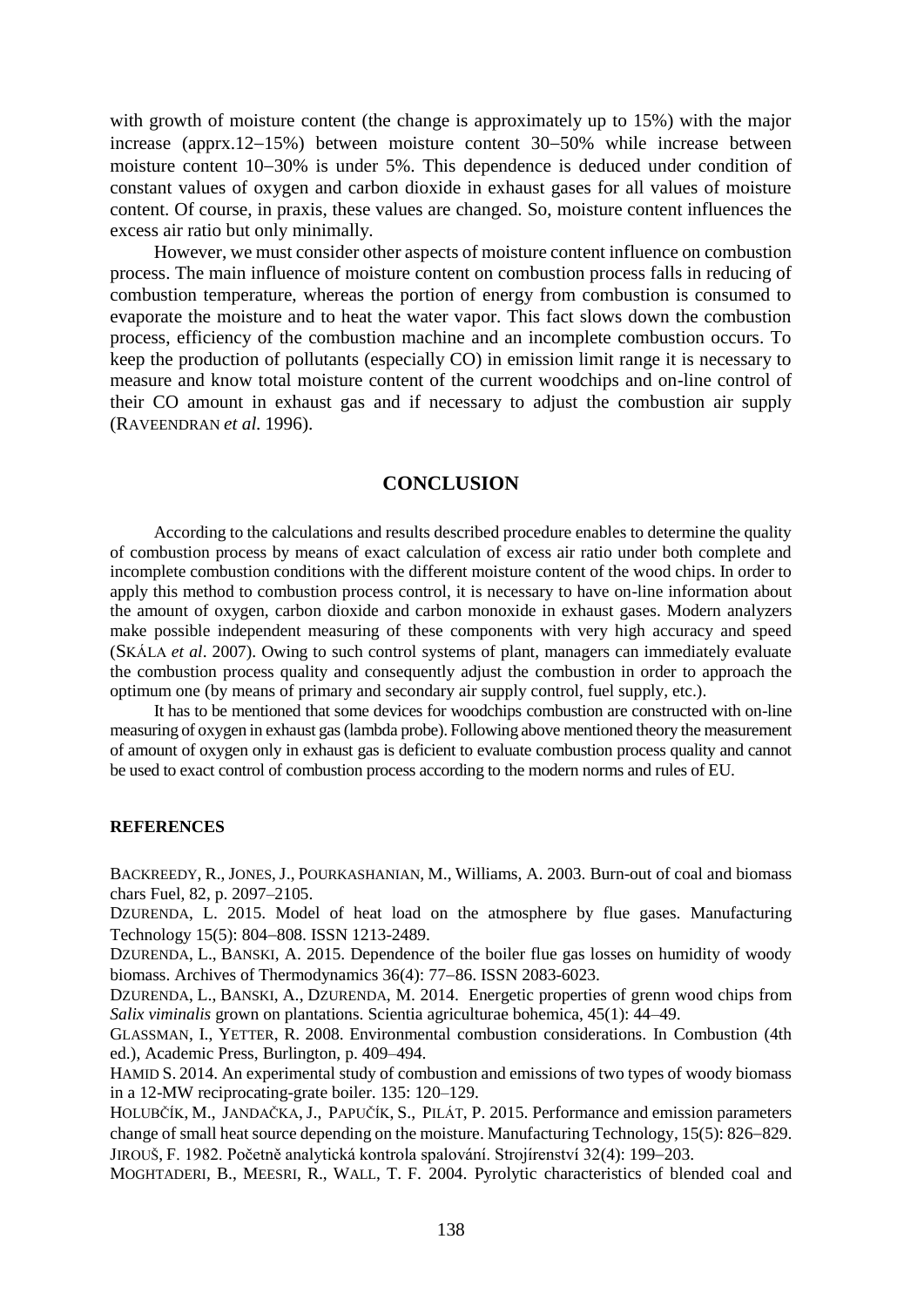with growth of moisture content (the change is approximately up to 15%) with the major increase (apprx.12–15%) between moisture content 30–50% while increase between moisture content 10–30% is under 5%. This dependence is deduced under condition of constant values of oxygen and carbon dioxide in exhaust gases for all values of moisture content. Of course, in praxis, these values are changed. So, moisture content influences the excess air ratio but only minimally.

However, we must consider other aspects of moisture content influence on combustion process. The main influence of moisture content on combustion process falls in reducing of combustion temperature, whereas the portion of energy from combustion is consumed to evaporate the moisture and to heat the water vapor. This fact slows down the combustion process, efficiency of the combustion machine and an incomplete combustion occurs. To keep the production of pollutants (especially CO) in emission limit range it is necessary to measure and know total moisture content of the current woodchips and on-line control of their CO amount in exhaust gas and if necessary to adjust the combustion air supply (RAVEENDRAN *et al.* 1996).

## CONCLUSION

According to the calculations and results described procedure enables to determine the quality of combustion process by means of exact calculation of excess air ratio under both complete and incomplete combustion conditions with the different moisture content of the wood chips. In order to apply this method to combustion process control, it is necessary to have on-line information about the amount of oxygen, carbon dioxide and carbon monoxide in exhaust gases. Modern analyzers make possible independent measuring of these components with very high accuracy and speed (SKÁLA *et al*. 2007). Owing to such control systems of plant, managers can immediately evaluate the combustion process quality and consequently adjust the combustion in order to approach the optimum one (by means of primary and secondary air supply control, fuel supply, etc.).

It has to be mentioned that some devices for woodchips combustion are constructed with on-line measuring of oxygen in exhaust gas (lambda probe). Following above mentioned theory the measurement of amount of oxygen only in exhaust gas is deficient to evaluate combustion process quality and cannot be used to exact control of combustion process according to the modern norms and rules of EU.

### REFERENCES

BACKREEDY, R., JONES, J., POURKASHANIAN, M., Williams, A. 2003. Burn-out of coal and biomass chars Fuel, 82, p. 2097–2105.

DZURENDA, L. 2015. Model of heat load on the atmosphere by flue gases. Manufacturing Technology 15(5): 804–808. ISSN 1213-2489.

DZURENDA, L., BANSKI, A. 2015. Dependence of the boiler flue gas losses on humidity of woody biomass. Archives of Thermodynamics 36(4): 77–86. ISSN 2083-6023.

DZURENDA, L., BANSKI, A., DZURENDA, M. 2014. Energetic properties of grenn wood chips from *Salix viminalis* grown on plantations. Scientia agriculturae bohemica, 45(1): 44–49.

GLASSMAN, I., YETTER, R. 2008. Environmental combustion considerations. In Combustion (4th ed.), Academic Press, Burlington, p. 409–494.

HAMID S. 2014. An experimental study of combustion and emissions of two types of woody biomass in a 12-MW reciprocating-grate boiler. 135: 120–129.

HOLUBČÍK, M., JANDAČKA, J., PAPUČÍK, S., PILÁT, P. 2015. Performance and emission parameters change of small heat source depending on the moisture. Manufacturing Technology, 15(5): 826–829.

JIROUŠ, F. 1982. Početně analytická kontrola spalování. Strojírenství 32(4): 199–203.

MOGHTADERI, B., MEESRI, R., WALL, T. F. 2004. Pyrolytic characteristics of blended coal and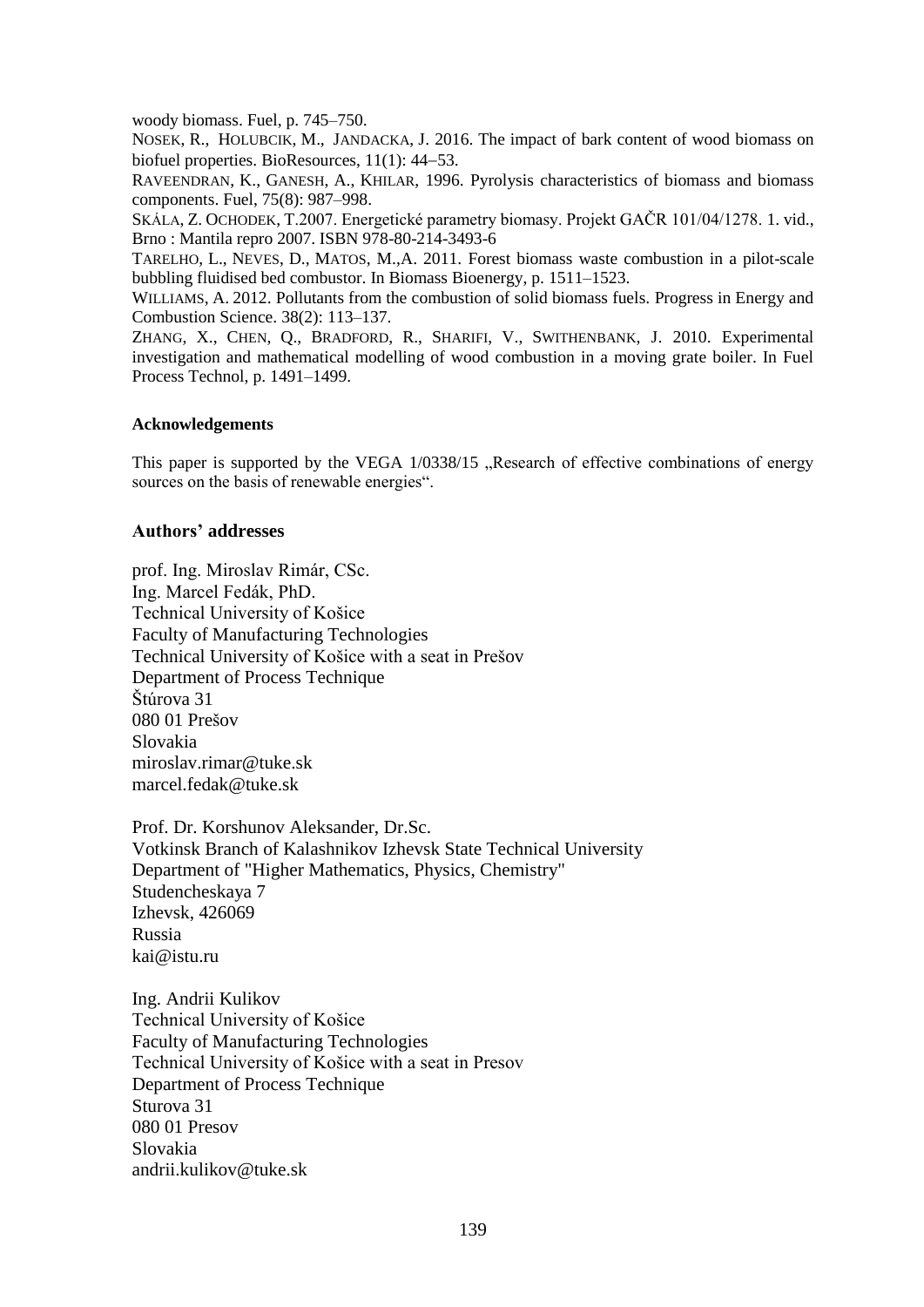woody biomass. Fuel, p. 745–750.

NOSEK, R., HOLUBCIK, M., JANDACKA, J. 2016. The impact of bark content of wood biomass on biofuel properties. BioResources, 11(1): 44–53.

RAVEENDRAN, K., GANESH, A., KHILAR, 1996. Pyrolysis characteristics of biomass and biomass components. Fuel, 75(8): 987–998.

SKÁLA, Z. OCHODEK, T.2007. Energetické parametry biomasy. Projekt GAČR 101/04/1278. 1. vid., Brno : Mantila repro 2007. ISBN 978-80-214-3493-6

TARELHO, L., NEVES, D., MATOS, M.,A. 2011. Forest biomass waste combustion in a pilot-scale bubbling fluidised bed combustor. In Biomass Bioenergy, p. 1511–1523.

WILLIAMS, A. 2012. Pollutants from the combustion of solid biomass fuels. Progress in Energy and Combustion Science. 38(2): 113–137.

ZHANG, X., CHEN, Q., BRADFORD, R., SHARIFI, V., SWITHENBANK, J. 2010. Experimental investigation and mathematical modelling of wood combustion in a moving grate boiler. In Fuel Process Technol, p. 1491–1499.

#### Acknowledgements

This paper is supported by the VEGA 1/0338/15 „Research of effective combinations of energy sources on the basis of renewable energies".

### Authors' addresses

prof. Ing. Miroslav Rimár, CSc.
Ing. Marcel Fedák, PhD.
Technical University of Košice
Faculty of Manufacturing Technologies
Technical University of Košice with a seat in Prešov
Department of Process Technique
Štúrova 31
080 01 Prešov
Slovakia
miroslav.rimar@tuke.sk
marcel.fedak@tuke.sk

Prof. Dr. Korshunov Aleksander, Dr.Sc.
Votkinsk Branch of Kalashnikov Izhevsk State Technical University
Department of "Higher Mathematics, Physics, Chemistry"
Studencheskaya 7
Izhevsk, 426069
Russia
kai@istu.ru

Ing. Andrii Kulikov
Technical University of Košice
Faculty of Manufacturing Technologies
Technical University of Košice with a seat in Presov
Department of Process Technique
Sturova 31
080 01 Presov
Slovakia
andrii.kulikov@tuke.sk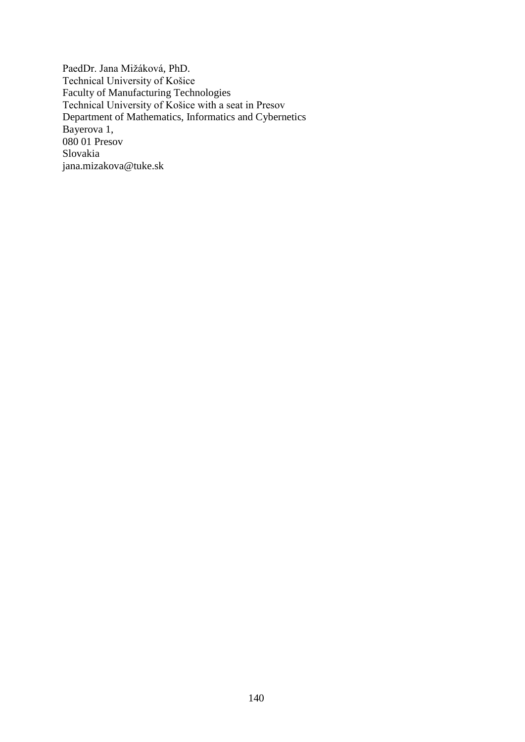PaedDr. Jana Mižáková, PhD.
Technical University of Košice
Faculty of Manufacturing Technologies
Technical University of Košice with a seat in Presov
Department of Mathematics, Informatics and Cybernetics
Bayerova 1,
080 01 Presov
Slovakia
jana.mizakova@tuke.sk